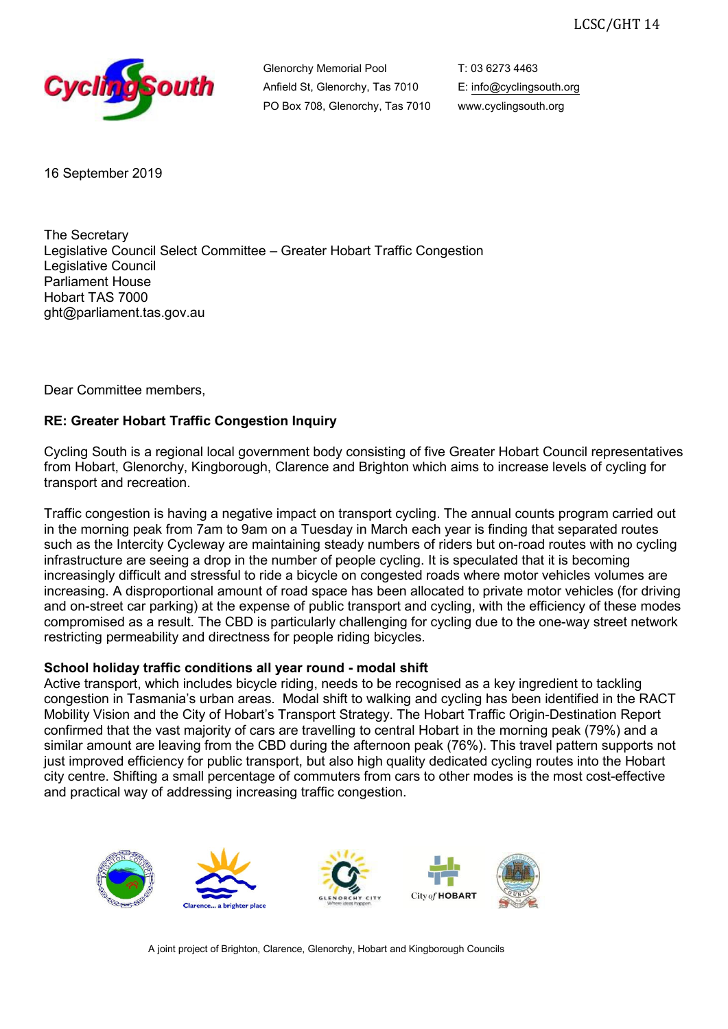LCSC/GHT 14

Cycling South

Glenorchy Memorial Pool
Anfield St, Glenorchy, Tas 7010
PO Box 708, Glenorchy, Tas 7010

T: 03 6273 4463
E: info@cyclingsouth.org
www.cyclingsouth.org

16 September 2019

The Secretary
Legislative Council Select Committee – Greater Hobart Traffic Congestion
Legislative Council
Parliament House
Hobart TAS 7000
ght@parliament.tas.gov.au

Dear Committee members,

**RE: Greater Hobart Traffic Congestion Inquiry**

Cycling South is a regional local government body consisting of five Greater Hobart Council representatives from Hobart, Glenorchy, Kingborough, Clarence and Brighton which aims to increase levels of cycling for transport and recreation.

Traffic congestion is having a negative impact on transport cycling. The annual counts program carried out in the morning peak from 7am to 9am on a Tuesday in March each year is finding that separated routes such as the Intercity Cycleway are maintaining steady numbers of riders but on-road routes with no cycling infrastructure are seeing a drop in the number of people cycling. It is speculated that it is becoming increasingly difficult and stressful to ride a bicycle on congested roads where motor vehicles volumes are increasing. A disproportional amount of road space has been allocated to private motor vehicles (for driving and on-street car parking) at the expense of public transport and cycling, with the efficiency of these modes compromised as a result. The CBD is particularly challenging for cycling due to the one-way street network restricting permeability and directness for people riding bicycles.

**School holiday traffic conditions all year round - modal shift**

Active transport, which includes bicycle riding, needs to be recognised as a key ingredient to tackling congestion in Tasmania's urban areas. Modal shift to walking and cycling has been identified in the RACT Mobility Vision and the City of Hobart's Transport Strategy. The Hobart Traffic Origin-Destination Report confirmed that the vast majority of cars are travelling to central Hobart in the morning peak (79%) and a similar amount are leaving from the CBD during the afternoon peak (76%). This travel pattern supports not just improved efficiency for public transport, but also high quality dedicated cycling routes into the Hobart city centre. Shifting a small percentage of commuters from cars to other modes is the most cost-effective and practical way of addressing increasing traffic congestion.

A joint project of Brighton, Clarence, Glenorchy, Hobart and Kingborough Councils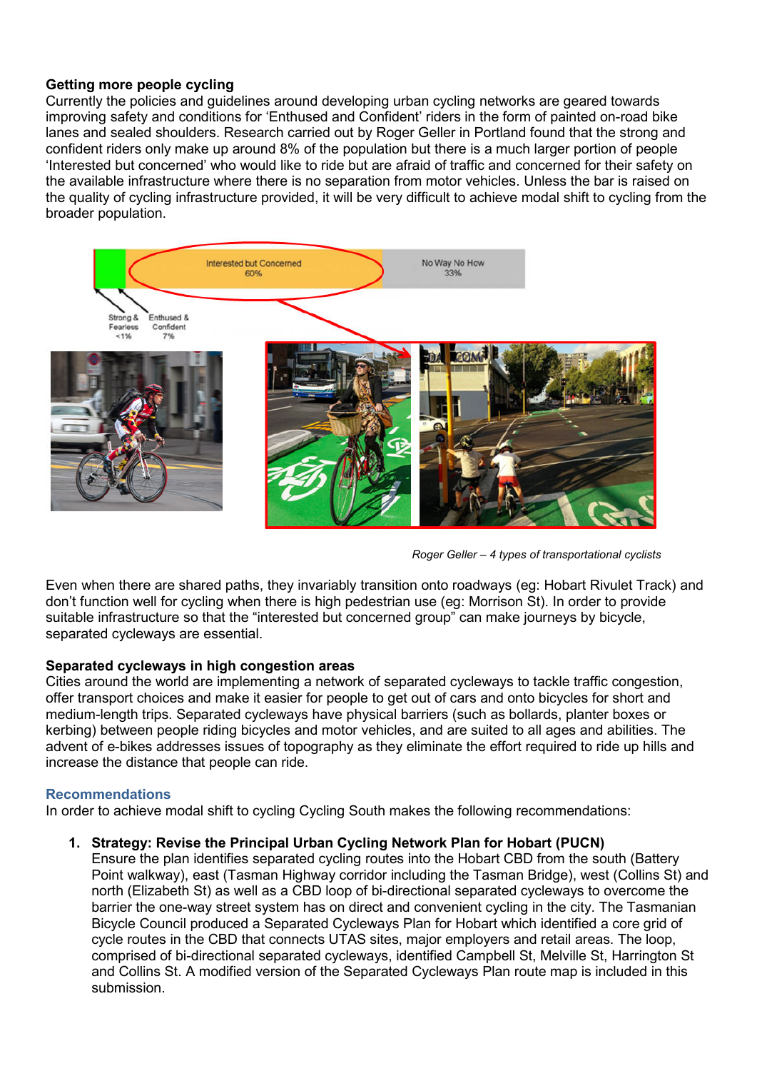**Getting more people cycling**

Currently the policies and guidelines around developing urban cycling networks are geared towards improving safety and conditions for 'Enthused and Confident' riders in the form of painted on-road bike lanes and sealed shoulders. Research carried out by Roger Geller in Portland found that the strong and confident riders only make up around 8% of the population but there is a much larger portion of people 'Interested but concerned' who would like to ride but are afraid of traffic and concerned for their safety on the available infrastructure where there is no separation from motor vehicles. Unless the bar is raised on the quality of cycling infrastructure provided, it will be very difficult to achieve modal shift to cycling from the broader population.

*Roger Geller – 4 types of transportational cyclists*

Even when there are shared paths, they invariably transition onto roadways (eg: Hobart Rivulet Track) and don't function well for cycling when there is high pedestrian use (eg: Morrison St). In order to provide suitable infrastructure so that the "interested but concerned group" can make journeys by bicycle, separated cycleways are essential.

**Separated cycleways in high congestion areas**

Cities around the world are implementing a network of separated cycleways to tackle traffic congestion, offer transport choices and make it easier for people to get out of cars and onto bicycles for short and medium-length trips. Separated cycleways have physical barriers (such as bollards, planter boxes or kerbing) between people riding bicycles and motor vehicles, and are suited to all ages and abilities. The advent of e-bikes addresses issues of topography as they eliminate the effort required to ride up hills and increase the distance that people can ride.

## Recommendations

In order to achieve modal shift to cycling Cycling South makes the following recommendations:

1. **Strategy: Revise the Principal Urban Cycling Network Plan for Hobart (PUCN)**
   Ensure the plan identifies separated cycling routes into the Hobart CBD from the south (Battery Point walkway), east (Tasman Highway corridor including the Tasman Bridge), west (Collins St) and north (Elizabeth St) as well as a CBD loop of bi-directional separated cycleways to overcome the barrier the one-way street system has on direct and convenient cycling in the city. The Tasmanian Bicycle Council produced a Separated Cycleways Plan for Hobart which identified a core grid of cycle routes in the CBD that connects UTAS sites, major employers and retail areas. The loop, comprised of bi-directional separated cycleways, identified Campbell St, Melville St, Harrington St and Collins St. A modified version of the Separated Cycleways Plan route map is included in this submission.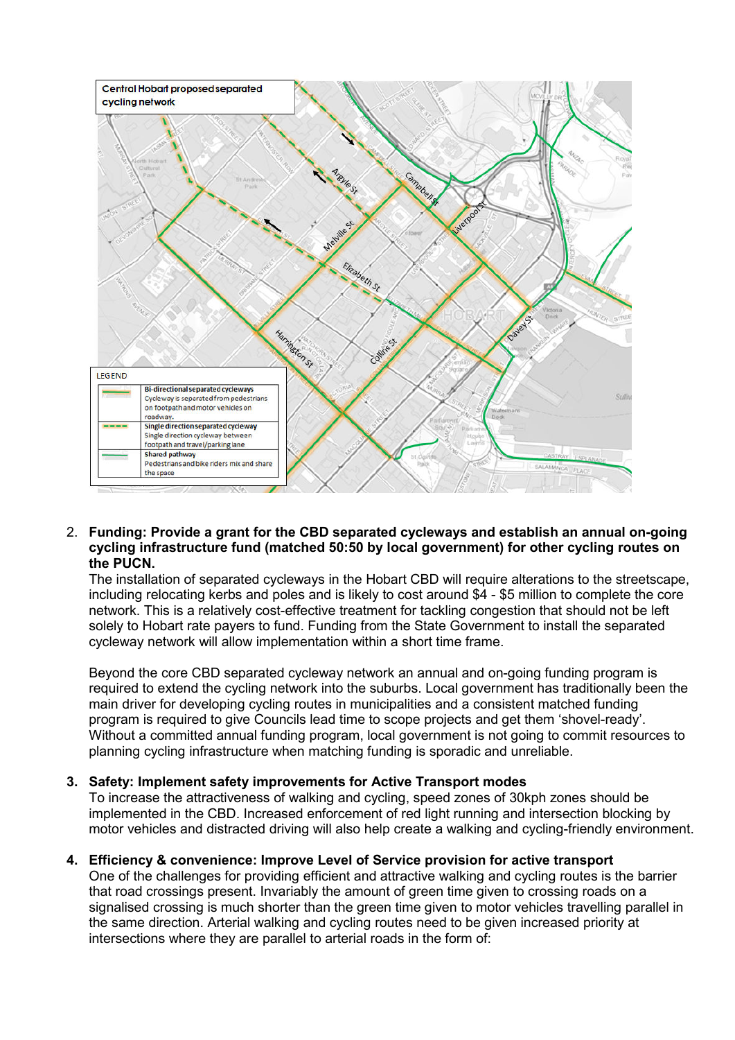Central Hobart proposed separated cycling network

LEGEND

| | |
|---|---|
| | **Bi-directional separated cycleways** Cycleway is separated from pedestrians on footpath and motor vehicles on roadway. |
| | **Single direction separated cycleway** Single direction cycleway between footpath and travel/parking lane |
| | **Shared pathway** Pedestrians and bike riders mix and share the space |

2. **Funding: Provide a grant for the CBD separated cycleways and establish an annual on-going cycling infrastructure fund (matched 50:50 by local government) for other cycling routes on the PUCN.**
   The installation of separated cycleways in the Hobart CBD will require alterations to the streetscape, including relocating kerbs and poles and is likely to cost around $4 - $5 million to complete the core network. This is a relatively cost-effective treatment for tackling congestion that should not be left solely to Hobart rate payers to fund. Funding from the State Government to install the separated cycleway network will allow implementation within a short time frame.

   Beyond the core CBD separated cycleway network an annual and on-going funding program is required to extend the cycling network into the suburbs. Local government has traditionally been the main driver for developing cycling routes in municipalities and a consistent matched funding program is required to give Councils lead time to scope projects and get them 'shovel-ready'. Without a committed annual funding program, local government is not going to commit resources to planning cycling infrastructure when matching funding is sporadic and unreliable.

3. **Safety: Implement safety improvements for Active Transport modes**
   To increase the attractiveness of walking and cycling, speed zones of 30kph zones should be implemented in the CBD. Increased enforcement of red light running and intersection blocking by motor vehicles and distracted driving will also help create a walking and cycling-friendly environment.

4. **Efficiency & convenience: Improve Level of Service provision for active transport**
   One of the challenges for providing efficient and attractive walking and cycling routes is the barrier that road crossings present. Invariably the amount of green time given to crossing roads on a signalised crossing is much shorter than the green time given to motor vehicles travelling parallel in the same direction. Arterial walking and cycling routes need to be given increased priority at intersections where they are parallel to arterial roads in the form of: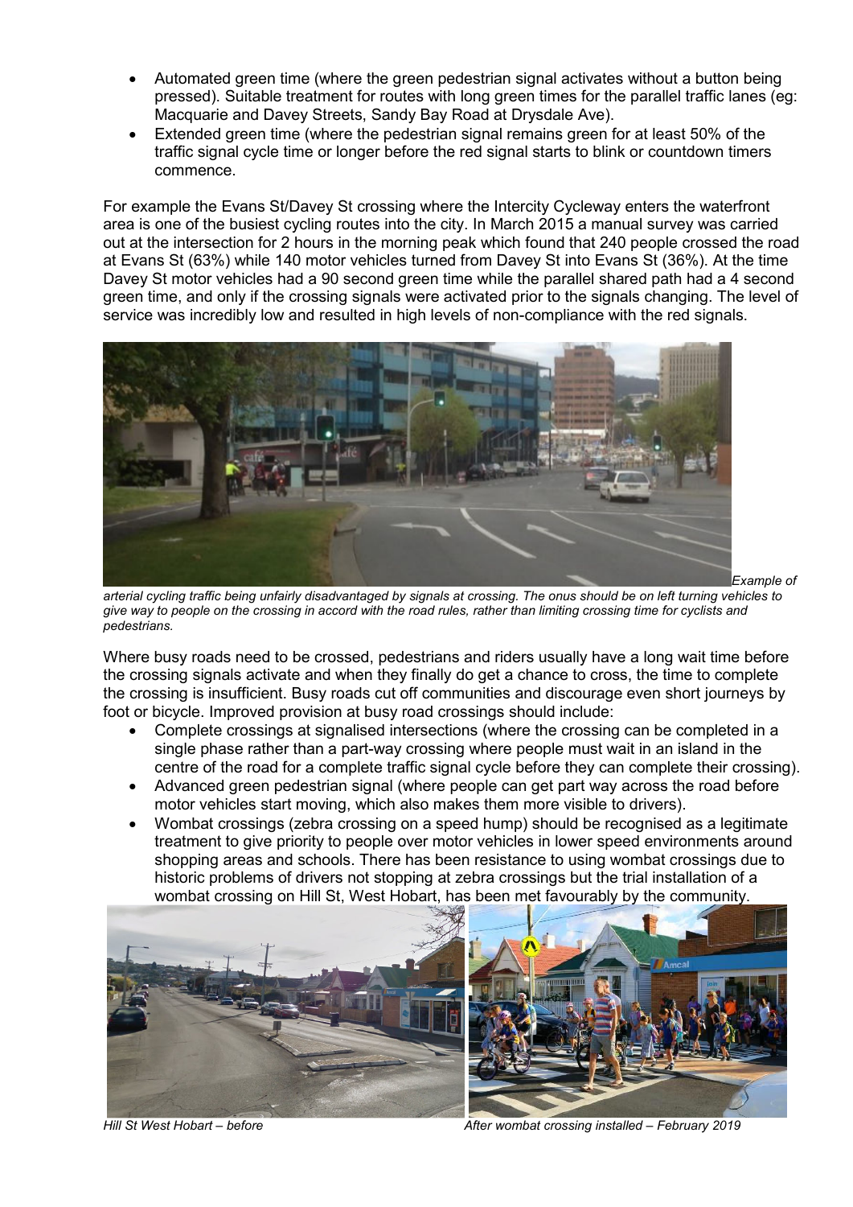- Automated green time (where the green pedestrian signal activates without a button being pressed). Suitable treatment for routes with long green times for the parallel traffic lanes (eg: Macquarie and Davey Streets, Sandy Bay Road at Drysdale Ave).
- Extended green time (where the pedestrian signal remains green for at least 50% of the traffic signal cycle time or longer before the red signal starts to blink or countdown timers commence.

For example the Evans St/Davey St crossing where the Intercity Cycleway enters the waterfront area is one of the busiest cycling routes into the city. In March 2015 a manual survey was carried out at the intersection for 2 hours in the morning peak which found that 240 people crossed the road at Evans St (63%) while 140 motor vehicles turned from Davey St into Evans St (36%). At the time Davey St motor vehicles had a 90 second green time while the parallel shared path had a 4 second green time, and only if the crossing signals were activated prior to the signals changing. The level of service was incredibly low and resulted in high levels of non-compliance with the red signals.

*Example of arterial cycling traffic being unfairly disadvantaged by signals at crossing. The onus should be on left turning vehicles to give way to people on the crossing in accord with the road rules, rather than limiting crossing time for cyclists and pedestrians.*

Where busy roads need to be crossed, pedestrians and riders usually have a long wait time before the crossing signals activate and when they finally do get a chance to cross, the time to complete the crossing is insufficient. Busy roads cut off communities and discourage even short journeys by foot or bicycle. Improved provision at busy road crossings should include:

- Complete crossings at signalised intersections (where the crossing can be completed in a single phase rather than a part-way crossing where people must wait in an island in the centre of the road for a complete traffic signal cycle before they can complete their crossing).
- Advanced green pedestrian signal (where people can get part way across the road before motor vehicles start moving, which also makes them more visible to drivers).
- Wombat crossings (zebra crossing on a speed hump) should be recognised as a legitimate treatment to give priority to people over motor vehicles in lower speed environments around shopping areas and schools. There has been resistance to using wombat crossings due to historic problems of drivers not stopping at zebra crossings but the trial installation of a wombat crossing on Hill St, West Hobart, has been met favourably by the community.

*Hill St West Hobart – before*

*After wombat crossing installed – February 2019*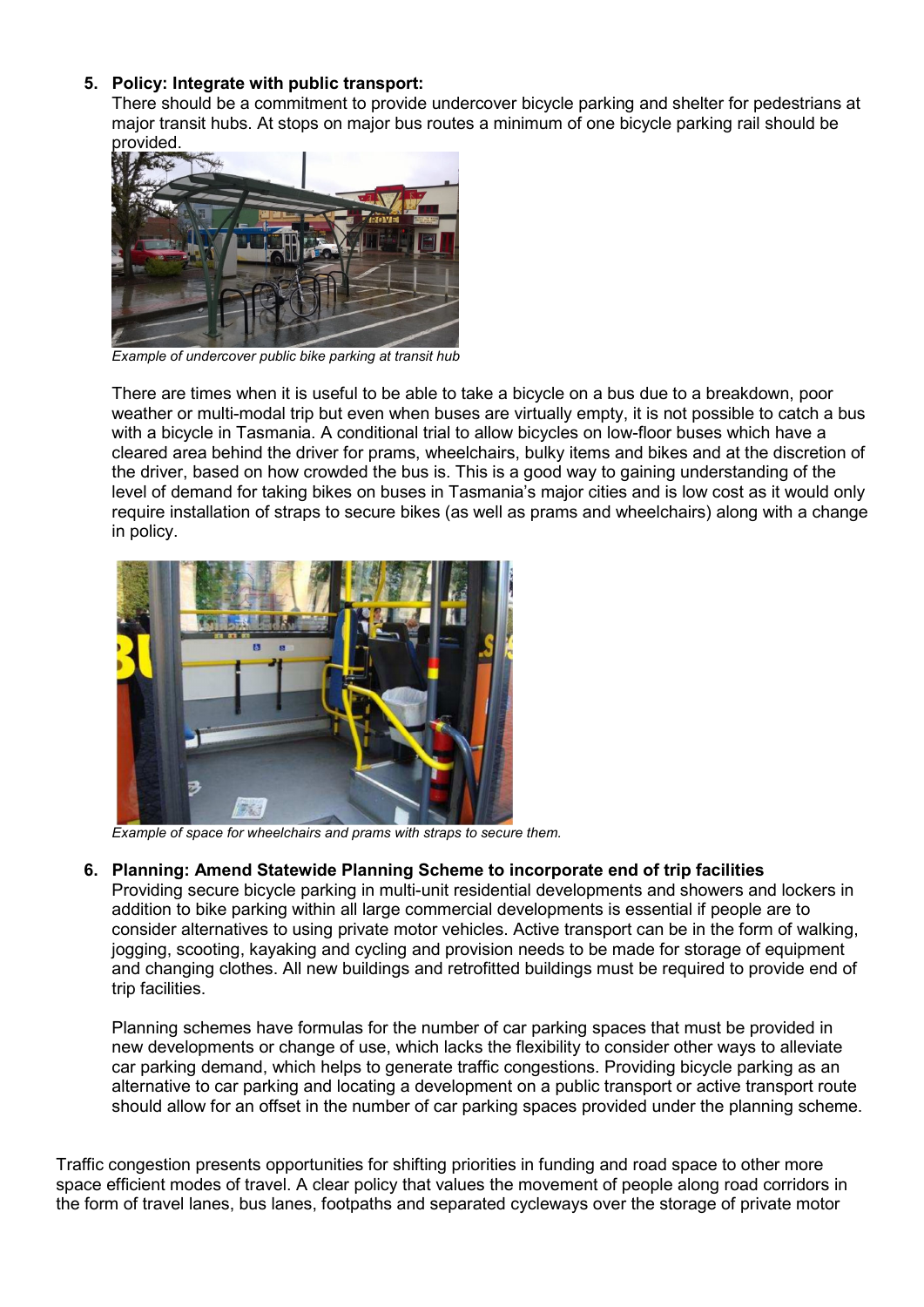5. **Policy: Integrate with public transport:**
   There should be a commitment to provide undercover bicycle parking and shelter for pedestrians at major transit hubs. At stops on major bus routes a minimum of one bicycle parking rail should be provided.

   *Example of undercover public bike parking at transit hub*

   There are times when it is useful to be able to take a bicycle on a bus due to a breakdown, poor weather or multi-modal trip but even when buses are virtually empty, it is not possible to catch a bus with a bicycle in Tasmania. A conditional trial to allow bicycles on low-floor buses which have a cleared area behind the driver for prams, wheelchairs, bulky items and bikes and at the discretion of the driver, based on how crowded the bus is. This is a good way to gaining understanding of the level of demand for taking bikes on buses in Tasmania's major cities and is low cost as it would only require installation of straps to secure bikes (as well as prams and wheelchairs) along with a change in policy.

   *Example of space for wheelchairs and prams with straps to secure them.*

6. **Planning: Amend Statewide Planning Scheme to incorporate end of trip facilities**
   Providing secure bicycle parking in multi-unit residential developments and showers and lockers in addition to bike parking within all large commercial developments is essential if people are to consider alternatives to using private motor vehicles. Active transport can be in the form of walking, jogging, scooting, kayaking and cycling and provision needs to be made for storage of equipment and changing clothes. All new buildings and retrofitted buildings must be required to provide end of trip facilities.

   Planning schemes have formulas for the number of car parking spaces that must be provided in new developments or change of use, which lacks the flexibility to consider other ways to alleviate car parking demand, which helps to generate traffic congestions. Providing bicycle parking as an alternative to car parking and locating a development on a public transport or active transport route should allow for an offset in the number of car parking spaces provided under the planning scheme.

Traffic congestion presents opportunities for shifting priorities in funding and road space to other more space efficient modes of travel. A clear policy that values the movement of people along road corridors in the form of travel lanes, bus lanes, footpaths and separated cycleways over the storage of private motor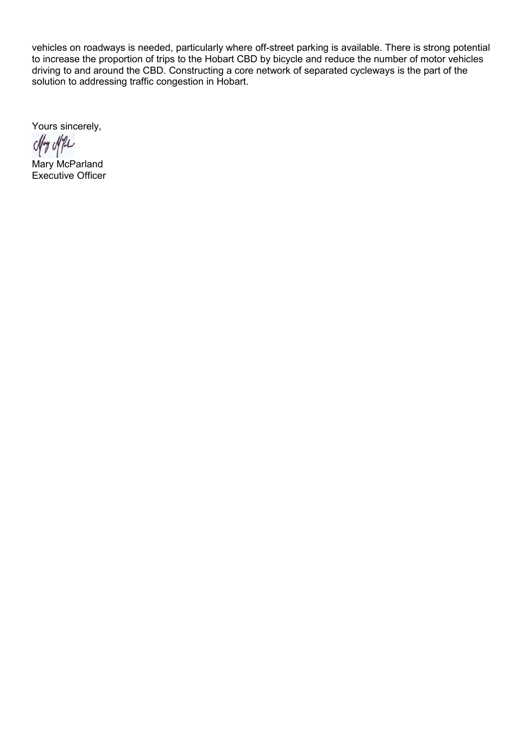vehicles on roadways is needed, particularly where off-street parking is available. There is strong potential to increase the proportion of trips to the Hobart CBD by bicycle and reduce the number of motor vehicles driving to and around the CBD. Constructing a core network of separated cycleways is the part of the solution to addressing traffic congestion in Hobart.

Yours sincerely,

Mary McParland  
Executive Officer